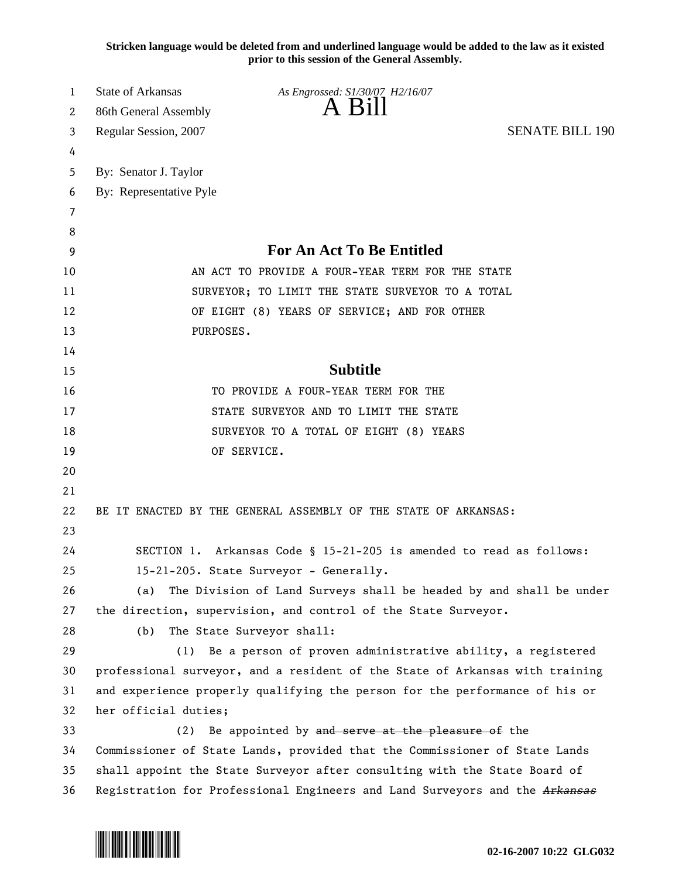Stricken language would be deleted from and underlined language would be added to the law as it existed prior to this session of the General Assembly.

State of Arkansas
86th General Assembly
Regular Session, 2007

*As Engrossed: S1/30/07 H2/16/07*

# A Bill

SENATE BILL 190

By: Senator J. Taylor
By: Representative Pyle

## For An Act To Be Entitled

AN ACT TO PROVIDE A FOUR-YEAR TERM FOR THE STATE SURVEYOR; TO LIMIT THE STATE SURVEYOR TO A TOTAL OF EIGHT (8) YEARS OF SERVICE; AND FOR OTHER PURPOSES.

## Subtitle

TO PROVIDE A FOUR-YEAR TERM FOR THE STATE SURVEYOR AND TO LIMIT THE STATE SURVEYOR TO A TOTAL OF EIGHT (8) YEARS OF SERVICE.

BE IT ENACTED BY THE GENERAL ASSEMBLY OF THE STATE OF ARKANSAS:

SECTION 1. Arkansas Code § 15-21-205 is amended to read as follows:

15-21-205. State Surveyor - Generally.

(a) The Division of Land Surveys shall be headed by and shall be under the direction, supervision, and control of the State Surveyor.

(b) The State Surveyor shall:

(1) Be a person of proven administrative ability, a registered professional surveyor, and a resident of the State of Arkansas with training and experience properly qualifying the person for the performance of his or her official duties;

(2) Be appointed by ~~and serve at the pleasure of~~ the Commissioner of State Lands, provided that the Commissioner of State Lands shall appoint the State Surveyor after consulting with the State Board of Registration for Professional Engineers and Land Surveyors and the ~~*Arkansas*~~

02-16-2007 10:22 GLG032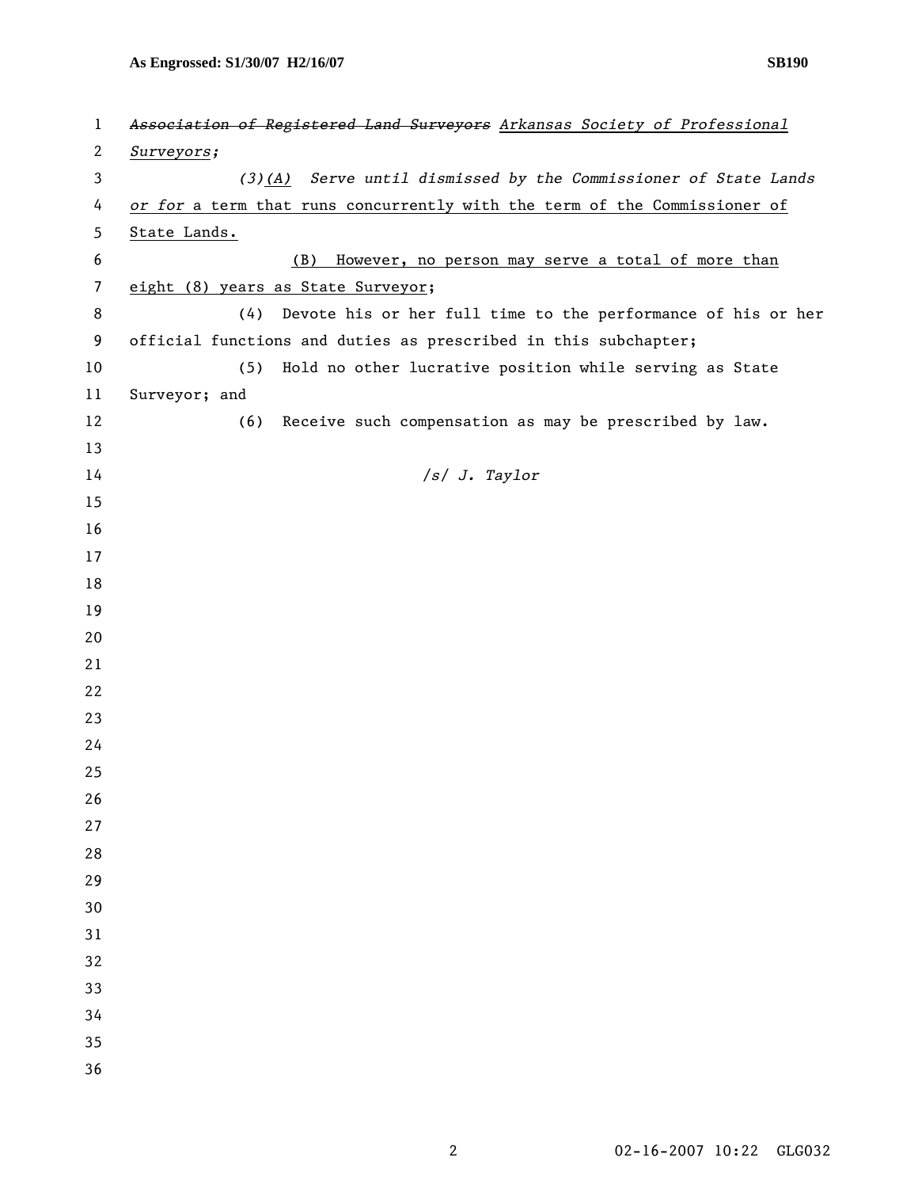~~*Association of Registered Land Surveyors*~~ *Arkansas Society of Professional Surveyors*;

*(3)(A) Serve until dismissed by the Commissioner of State Lands or for* a term that runs concurrently with the term of the Commissioner of State Lands.

(B) However, no person may serve a total of more than eight (8) years as State Surveyor;

(4) Devote his or her full time to the performance of his or her official functions and duties as prescribed in this subchapter;

(5) Hold no other lucrative position while serving as State Surveyor; and

(6) Receive such compensation as may be prescribed by law.

*/s/ J. Taylor*